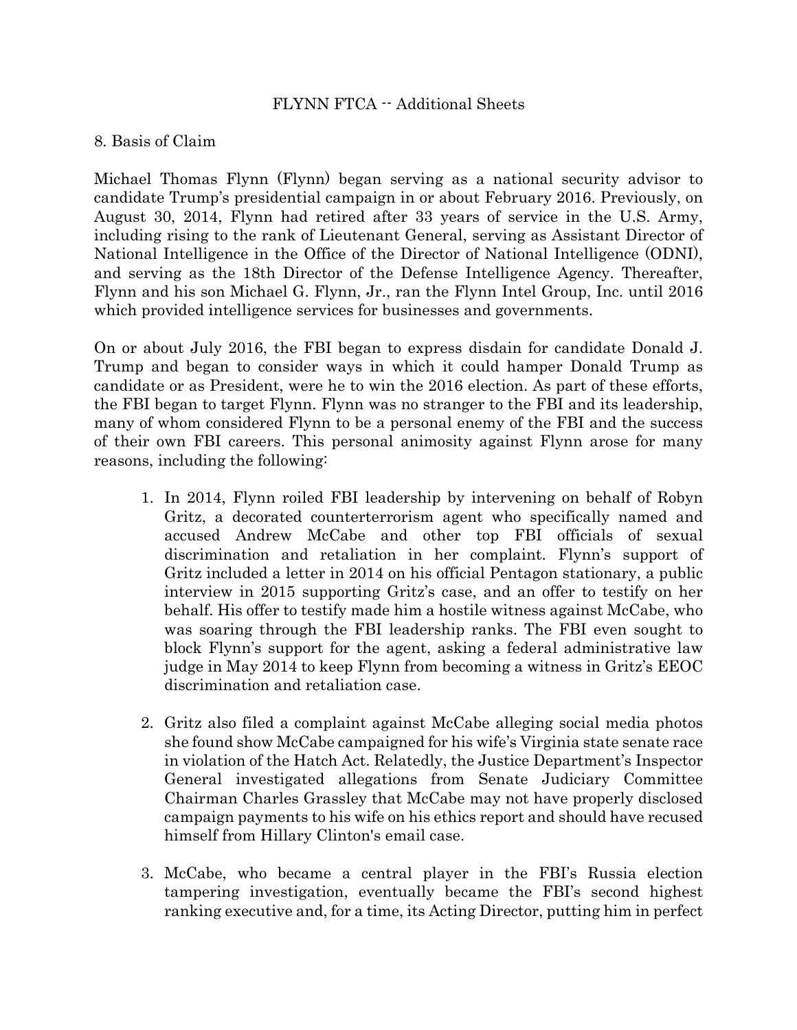# FLYNN FTCA -- Additional Sheets

## 8. Basis of Claim

Michael Thomas Flynn (Flynn) began serving as a national security advisor to candidate Trump's presidential campaign in or about February 2016. Previously, on August 30, 2014, Flynn had retired after 33 years of service in the U.S. Army, including rising to the rank of Lieutenant General, serving as Assistant Director of National Intelligence in the Office of the Director of National Intelligence (ODNI), and serving as the 18th Director of the Defense Intelligence Agency. Thereafter, Flynn and his son Michael G. Flynn, Jr., ran the Flynn Intel Group, Inc. until 2016 which provided intelligence services for businesses and governments.

On or about July 2016, the FBI began to express disdain for candidate Donald J. Trump and began to consider ways in which it could hamper Donald Trump as candidate or as President, were he to win the 2016 election. As part of these efforts, the FBI began to target Flynn. Flynn was no stranger to the FBI and its leadership, many of whom considered Flynn to be a personal enemy of the FBI and the success of their own FBI careers. This personal animosity against Flynn arose for many reasons, including the following:

1. In 2014, Flynn roiled FBI leadership by intervening on behalf of Robyn Gritz, a decorated counterterrorism agent who specifically named and accused Andrew McCabe and other top FBI officials of sexual discrimination and retaliation in her complaint. Flynn's support of Gritz included a letter in 2014 on his official Pentagon stationary, a public interview in 2015 supporting Gritz's case, and an offer to testify on her behalf. His offer to testify made him a hostile witness against McCabe, who was soaring through the FBI leadership ranks. The FBI even sought to block Flynn's support for the agent, asking a federal administrative law judge in May 2014 to keep Flynn from becoming a witness in Gritz's EEOC discrimination and retaliation case.

2. Gritz also filed a complaint against McCabe alleging social media photos she found show McCabe campaigned for his wife's Virginia state senate race in violation of the Hatch Act. Relatedly, the Justice Department's Inspector General investigated allegations from Senate Judiciary Committee Chairman Charles Grassley that McCabe may not have properly disclosed campaign payments to his wife on his ethics report and should have recused himself from Hillary Clinton's email case.

3. McCabe, who became a central player in the FBI's Russia election tampering investigation, eventually became the FBI's second highest ranking executive and, for a time, its Acting Director, putting him in perfect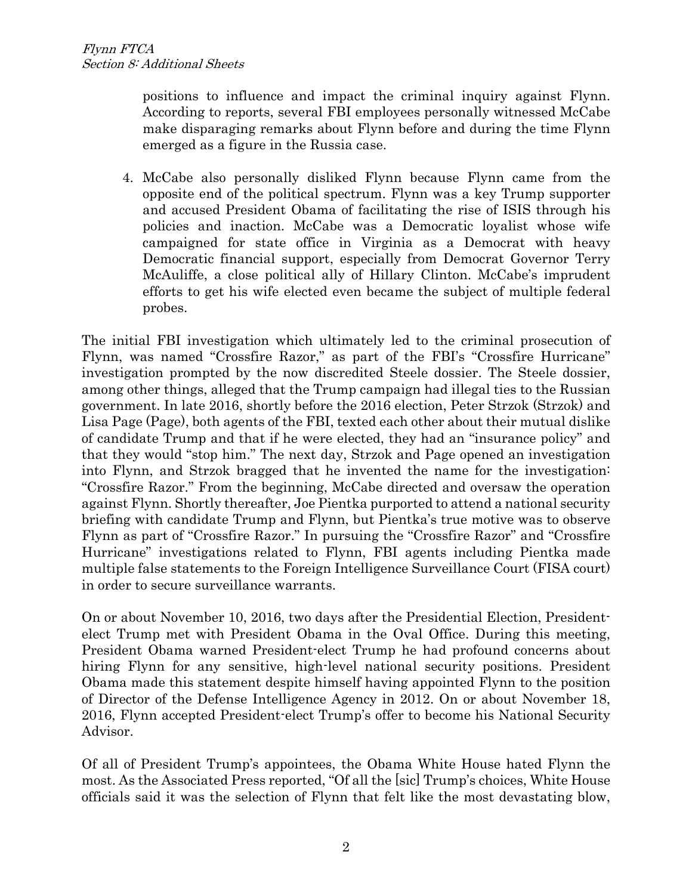positions to influence and impact the criminal inquiry against Flynn. According to reports, several FBI employees personally witnessed McCabe make disparaging remarks about Flynn before and during the time Flynn emerged as a figure in the Russia case.

4. McCabe also personally disliked Flynn because Flynn came from the opposite end of the political spectrum. Flynn was a key Trump supporter and accused President Obama of facilitating the rise of ISIS through his policies and inaction. McCabe was a Democratic loyalist whose wife campaigned for state office in Virginia as a Democrat with heavy Democratic financial support, especially from Democrat Governor Terry McAuliffe, a close political ally of Hillary Clinton. McCabe's imprudent efforts to get his wife elected even became the subject of multiple federal probes.

The initial FBI investigation which ultimately led to the criminal prosecution of Flynn, was named "Crossfire Razor," as part of the FBI's "Crossfire Hurricane" investigation prompted by the now discredited Steele dossier. The Steele dossier, among other things, alleged that the Trump campaign had illegal ties to the Russian government. In late 2016, shortly before the 2016 election, Peter Strzok (Strzok) and Lisa Page (Page), both agents of the FBI, texted each other about their mutual dislike of candidate Trump and that if he were elected, they had an "insurance policy" and that they would "stop him." The next day, Strzok and Page opened an investigation into Flynn, and Strzok bragged that he invented the name for the investigation: "Crossfire Razor." From the beginning, McCabe directed and oversaw the operation against Flynn. Shortly thereafter, Joe Pientka purported to attend a national security briefing with candidate Trump and Flynn, but Pientka's true motive was to observe Flynn as part of "Crossfire Razor." In pursuing the "Crossfire Razor" and "Crossfire Hurricane" investigations related to Flynn, FBI agents including Pientka made multiple false statements to the Foreign Intelligence Surveillance Court (FISA court) in order to secure surveillance warrants.

On or about November 10, 2016, two days after the Presidential Election, President-elect Trump met with President Obama in the Oval Office. During this meeting, President Obama warned President-elect Trump he had profound concerns about hiring Flynn for any sensitive, high-level national security positions. President Obama made this statement despite himself having appointed Flynn to the position of Director of the Defense Intelligence Agency in 2012. On or about November 18, 2016, Flynn accepted President-elect Trump's offer to become his National Security Advisor.

Of all of President Trump's appointees, the Obama White House hated Flynn the most. As the Associated Press reported, "Of all the [sic] Trump's choices, White House officials said it was the selection of Flynn that felt like the most devastating blow,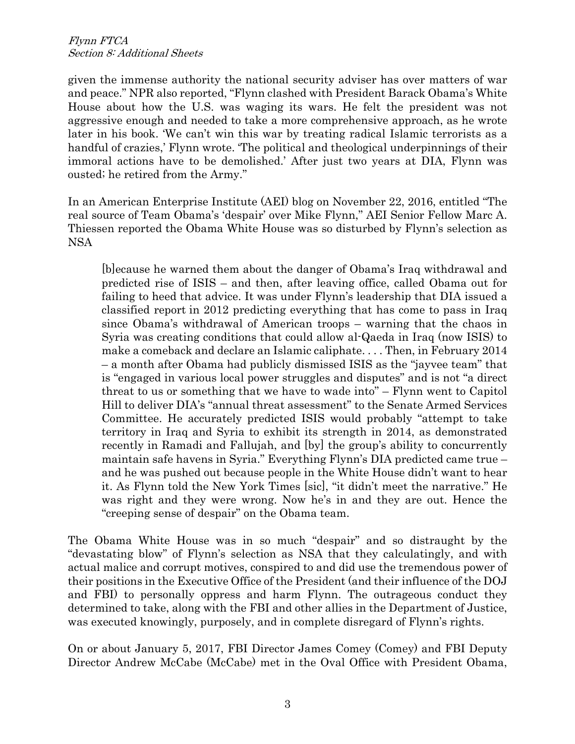given the immense authority the national security adviser has over matters of war and peace." NPR also reported, "Flynn clashed with President Barack Obama's White House about how the U.S. was waging its wars. He felt the president was not aggressive enough and needed to take a more comprehensive approach, as he wrote later in his book. 'We can't win this war by treating radical Islamic terrorists as a handful of crazies,' Flynn wrote. 'The political and theological underpinnings of their immoral actions have to be demolished.' After just two years at DIA, Flynn was ousted; he retired from the Army."

In an American Enterprise Institute (AEI) blog on November 22, 2016, entitled "The real source of Team Obama's 'despair' over Mike Flynn," AEI Senior Fellow Marc A. Thiessen reported the Obama White House was so disturbed by Flynn's selection as NSA

> [b]ecause he warned them about the danger of Obama's Iraq withdrawal and predicted rise of ISIS – and then, after leaving office, called Obama out for failing to heed that advice. It was under Flynn's leadership that DIA issued a classified report in 2012 predicting everything that has come to pass in Iraq since Obama's withdrawal of American troops – warning that the chaos in Syria was creating conditions that could allow al-Qaeda in Iraq (now ISIS) to make a comeback and declare an Islamic caliphate. . . . Then, in February 2014 – a month after Obama had publicly dismissed ISIS as the "jayvee team" that is "engaged in various local power struggles and disputes" and is not "a direct threat to us or something that we have to wade into" – Flynn went to Capitol Hill to deliver DIA's "annual threat assessment" to the Senate Armed Services Committee. He accurately predicted ISIS would probably "attempt to take territory in Iraq and Syria to exhibit its strength in 2014, as demonstrated recently in Ramadi and Fallujah, and [by] the group's ability to concurrently maintain safe havens in Syria." Everything Flynn's DIA predicted came true – and he was pushed out because people in the White House didn't want to hear it. As Flynn told the New York Times [sic], "it didn't meet the narrative." He was right and they were wrong. Now he's in and they are out. Hence the "creeping sense of despair" on the Obama team.

The Obama White House was in so much "despair" and so distraught by the "devastating blow" of Flynn's selection as NSA that they calculatingly, and with actual malice and corrupt motives, conspired to and did use the tremendous power of their positions in the Executive Office of the President (and their influence of the DOJ and FBI) to personally oppress and harm Flynn. The outrageous conduct they determined to take, along with the FBI and other allies in the Department of Justice, was executed knowingly, purposely, and in complete disregard of Flynn's rights.

On or about January 5, 2017, FBI Director James Comey (Comey) and FBI Deputy Director Andrew McCabe (McCabe) met in the Oval Office with President Obama,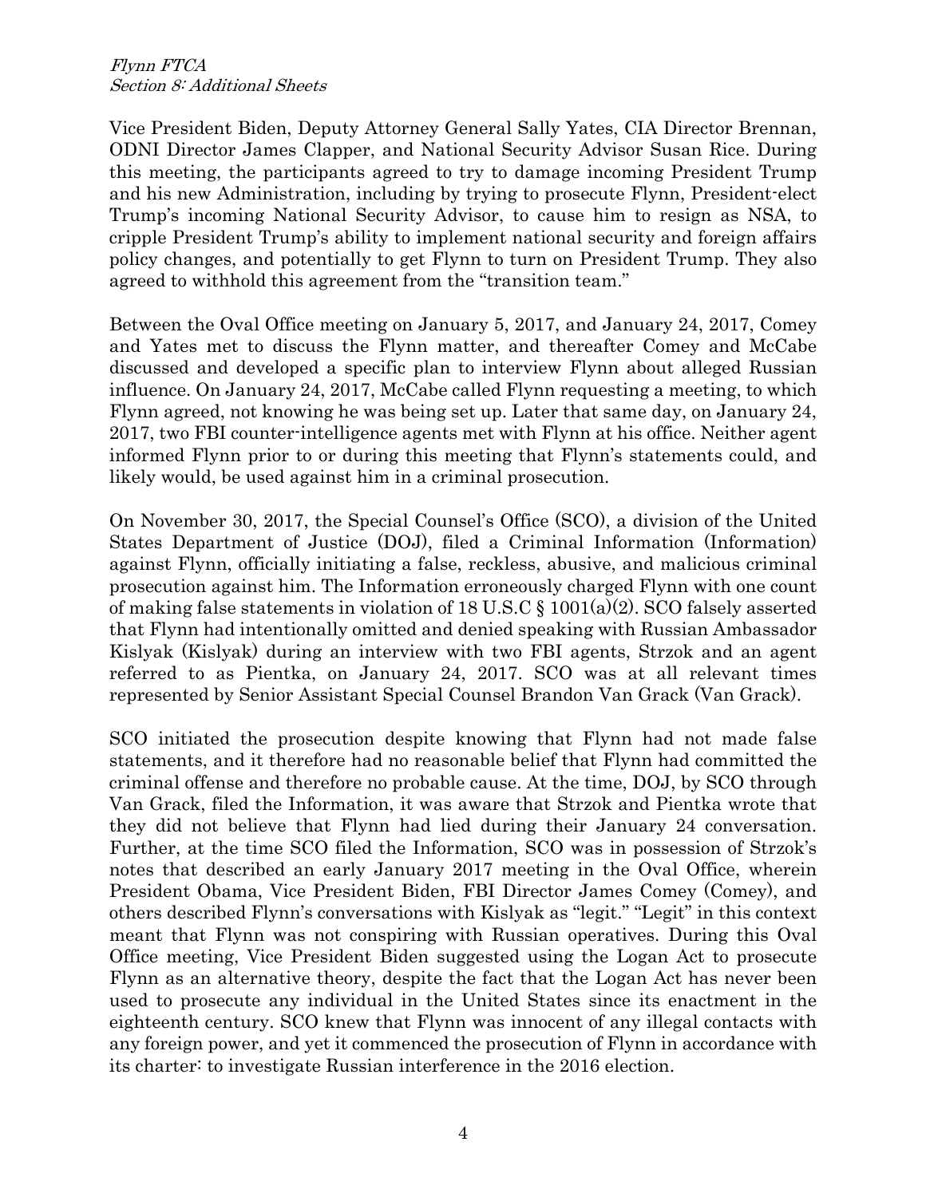Vice President Biden, Deputy Attorney General Sally Yates, CIA Director Brennan, ODNI Director James Clapper, and National Security Advisor Susan Rice. During this meeting, the participants agreed to try to damage incoming President Trump and his new Administration, including by trying to prosecute Flynn, President-elect Trump's incoming National Security Advisor, to cause him to resign as NSA, to cripple President Trump's ability to implement national security and foreign affairs policy changes, and potentially to get Flynn to turn on President Trump. They also agreed to withhold this agreement from the "transition team."

Between the Oval Office meeting on January 5, 2017, and January 24, 2017, Comey and Yates met to discuss the Flynn matter, and thereafter Comey and McCabe discussed and developed a specific plan to interview Flynn about alleged Russian influence. On January 24, 2017, McCabe called Flynn requesting a meeting, to which Flynn agreed, not knowing he was being set up. Later that same day, on January 24, 2017, two FBI counter-intelligence agents met with Flynn at his office. Neither agent informed Flynn prior to or during this meeting that Flynn's statements could, and likely would, be used against him in a criminal prosecution.

On November 30, 2017, the Special Counsel's Office (SCO), a division of the United States Department of Justice (DOJ), filed a Criminal Information (Information) against Flynn, officially initiating a false, reckless, abusive, and malicious criminal prosecution against him. The Information erroneously charged Flynn with one count of making false statements in violation of 18 U.S.C § 1001(a)(2). SCO falsely asserted that Flynn had intentionally omitted and denied speaking with Russian Ambassador Kislyak (Kislyak) during an interview with two FBI agents, Strzok and an agent referred to as Pientka, on January 24, 2017. SCO was at all relevant times represented by Senior Assistant Special Counsel Brandon Van Grack (Van Grack).

SCO initiated the prosecution despite knowing that Flynn had not made false statements, and it therefore had no reasonable belief that Flynn had committed the criminal offense and therefore no probable cause. At the time, DOJ, by SCO through Van Grack, filed the Information, it was aware that Strzok and Pientka wrote that they did not believe that Flynn had lied during their January 24 conversation. Further, at the time SCO filed the Information, SCO was in possession of Strzok's notes that described an early January 2017 meeting in the Oval Office, wherein President Obama, Vice President Biden, FBI Director James Comey (Comey), and others described Flynn's conversations with Kislyak as "legit." "Legit" in this context meant that Flynn was not conspiring with Russian operatives. During this Oval Office meeting, Vice President Biden suggested using the Logan Act to prosecute Flynn as an alternative theory, despite the fact that the Logan Act has never been used to prosecute any individual in the United States since its enactment in the eighteenth century. SCO knew that Flynn was innocent of any illegal contacts with any foreign power, and yet it commenced the prosecution of Flynn in accordance with its charter: to investigate Russian interference in the 2016 election.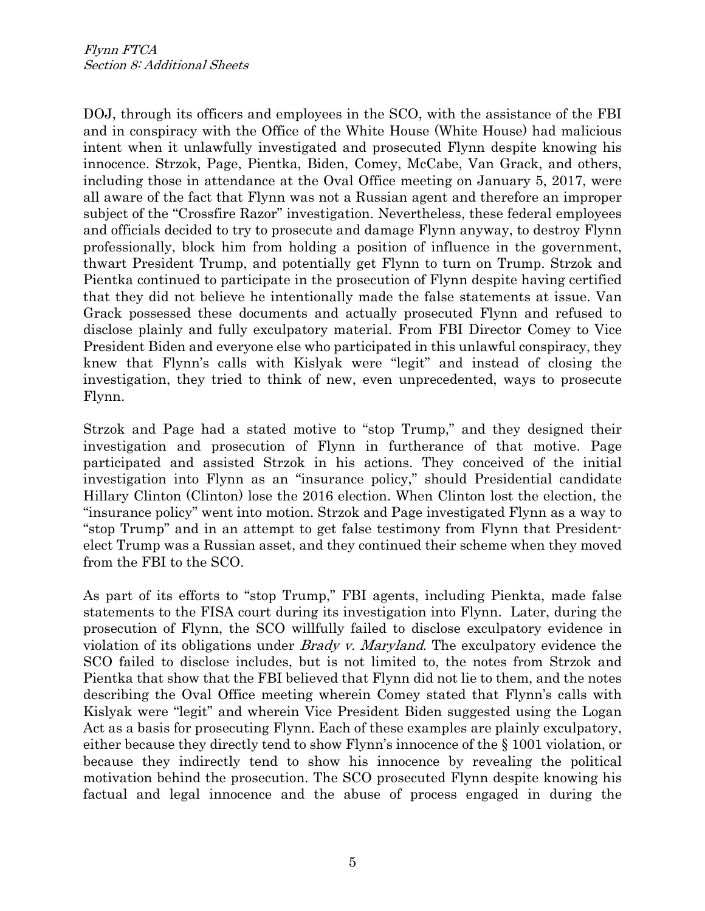DOJ, through its officers and employees in the SCO, with the assistance of the FBI and in conspiracy with the Office of the White House (White House) had malicious intent when it unlawfully investigated and prosecuted Flynn despite knowing his innocence. Strzok, Page, Pientka, Biden, Comey, McCabe, Van Grack, and others, including those in attendance at the Oval Office meeting on January 5, 2017, were all aware of the fact that Flynn was not a Russian agent and therefore an improper subject of the "Crossfire Razor" investigation. Nevertheless, these federal employees and officials decided to try to prosecute and damage Flynn anyway, to destroy Flynn professionally, block him from holding a position of influence in the government, thwart President Trump, and potentially get Flynn to turn on Trump. Strzok and Pientka continued to participate in the prosecution of Flynn despite having certified that they did not believe he intentionally made the false statements at issue. Van Grack possessed these documents and actually prosecuted Flynn and refused to disclose plainly and fully exculpatory material. From FBI Director Comey to Vice President Biden and everyone else who participated in this unlawful conspiracy, they knew that Flynn's calls with Kislyak were "legit" and instead of closing the investigation, they tried to think of new, even unprecedented, ways to prosecute Flynn.

Strzok and Page had a stated motive to "stop Trump," and they designed their investigation and prosecution of Flynn in furtherance of that motive. Page participated and assisted Strzok in his actions. They conceived of the initial investigation into Flynn as an "insurance policy," should Presidential candidate Hillary Clinton (Clinton) lose the 2016 election. When Clinton lost the election, the "insurance policy" went into motion. Strzok and Page investigated Flynn as a way to "stop Trump" and in an attempt to get false testimony from Flynn that President-elect Trump was a Russian asset, and they continued their scheme when they moved from the FBI to the SCO.

As part of its efforts to "stop Trump," FBI agents, including Pienkta, made false statements to the FISA court during its investigation into Flynn. Later, during the prosecution of Flynn, the SCO willfully failed to disclose exculpatory evidence in violation of its obligations under *Brady v. Maryland*. The exculpatory evidence the SCO failed to disclose includes, but is not limited to, the notes from Strzok and Pientka that show that the FBI believed that Flynn did not lie to them, and the notes describing the Oval Office meeting wherein Comey stated that Flynn's calls with Kislyak were "legit" and wherein Vice President Biden suggested using the Logan Act as a basis for prosecuting Flynn. Each of these examples are plainly exculpatory, either because they directly tend to show Flynn's innocence of the § 1001 violation, or because they indirectly tend to show his innocence by revealing the political motivation behind the prosecution. The SCO prosecuted Flynn despite knowing his factual and legal innocence and the abuse of process engaged in during the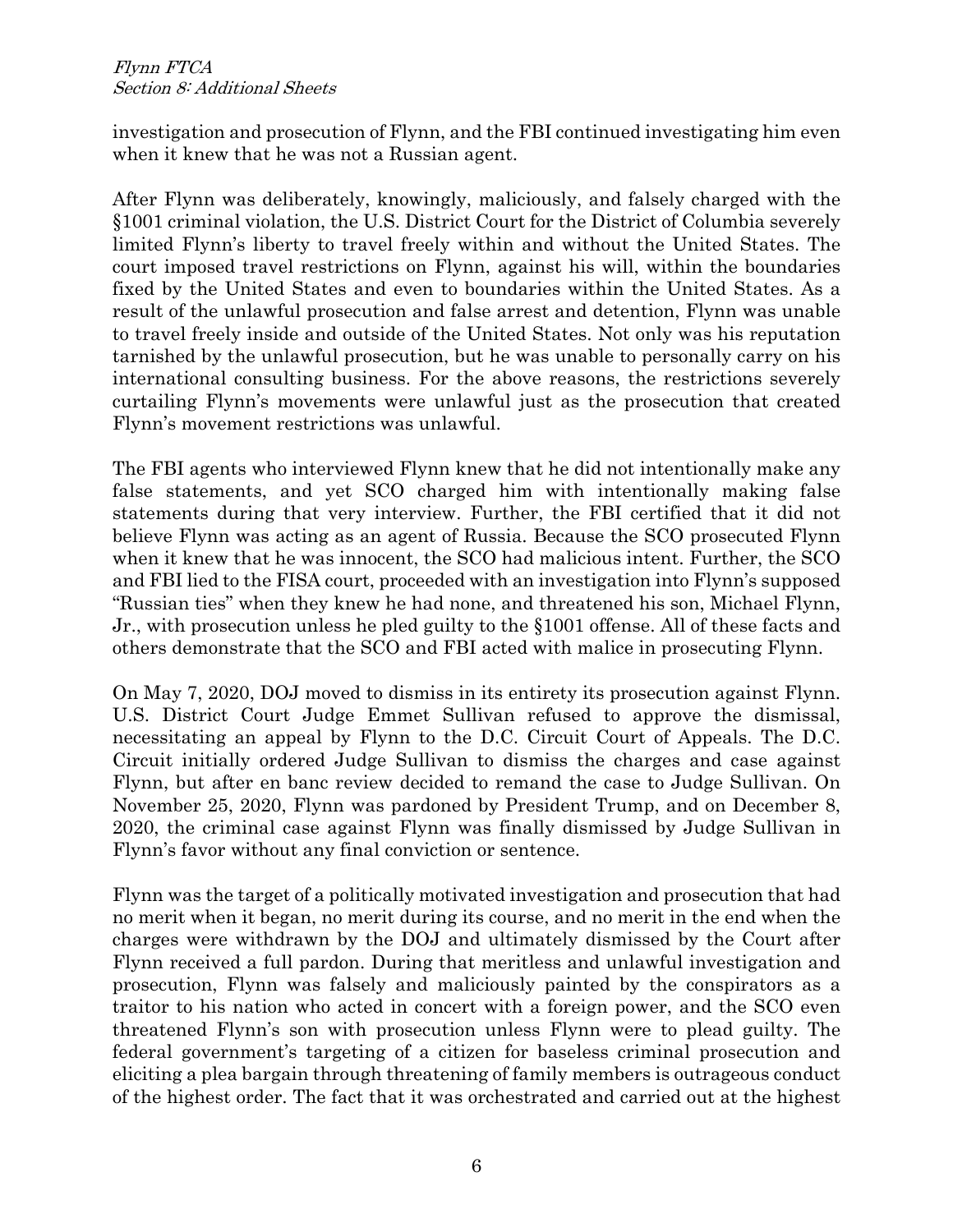investigation and prosecution of Flynn, and the FBI continued investigating him even when it knew that he was not a Russian agent.

After Flynn was deliberately, knowingly, maliciously, and falsely charged with the §1001 criminal violation, the U.S. District Court for the District of Columbia severely limited Flynn's liberty to travel freely within and without the United States. The court imposed travel restrictions on Flynn, against his will, within the boundaries fixed by the United States and even to boundaries within the United States. As a result of the unlawful prosecution and false arrest and detention, Flynn was unable to travel freely inside and outside of the United States. Not only was his reputation tarnished by the unlawful prosecution, but he was unable to personally carry on his international consulting business. For the above reasons, the restrictions severely curtailing Flynn's movements were unlawful just as the prosecution that created Flynn's movement restrictions was unlawful.

The FBI agents who interviewed Flynn knew that he did not intentionally make any false statements, and yet SCO charged him with intentionally making false statements during that very interview. Further, the FBI certified that it did not believe Flynn was acting as an agent of Russia. Because the SCO prosecuted Flynn when it knew that he was innocent, the SCO had malicious intent. Further, the SCO and FBI lied to the FISA court, proceeded with an investigation into Flynn's supposed "Russian ties" when they knew he had none, and threatened his son, Michael Flynn, Jr., with prosecution unless he pled guilty to the §1001 offense. All of these facts and others demonstrate that the SCO and FBI acted with malice in prosecuting Flynn.

On May 7, 2020, DOJ moved to dismiss in its entirety its prosecution against Flynn. U.S. District Court Judge Emmet Sullivan refused to approve the dismissal, necessitating an appeal by Flynn to the D.C. Circuit Court of Appeals. The D.C. Circuit initially ordered Judge Sullivan to dismiss the charges and case against Flynn, but after en banc review decided to remand the case to Judge Sullivan. On November 25, 2020, Flynn was pardoned by President Trump, and on December 8, 2020, the criminal case against Flynn was finally dismissed by Judge Sullivan in Flynn's favor without any final conviction or sentence.

Flynn was the target of a politically motivated investigation and prosecution that had no merit when it began, no merit during its course, and no merit in the end when the charges were withdrawn by the DOJ and ultimately dismissed by the Court after Flynn received a full pardon. During that meritless and unlawful investigation and prosecution, Flynn was falsely and maliciously painted by the conspirators as a traitor to his nation who acted in concert with a foreign power, and the SCO even threatened Flynn's son with prosecution unless Flynn were to plead guilty. The federal government's targeting of a citizen for baseless criminal prosecution and eliciting a plea bargain through threatening of family members is outrageous conduct of the highest order. The fact that it was orchestrated and carried out at the highest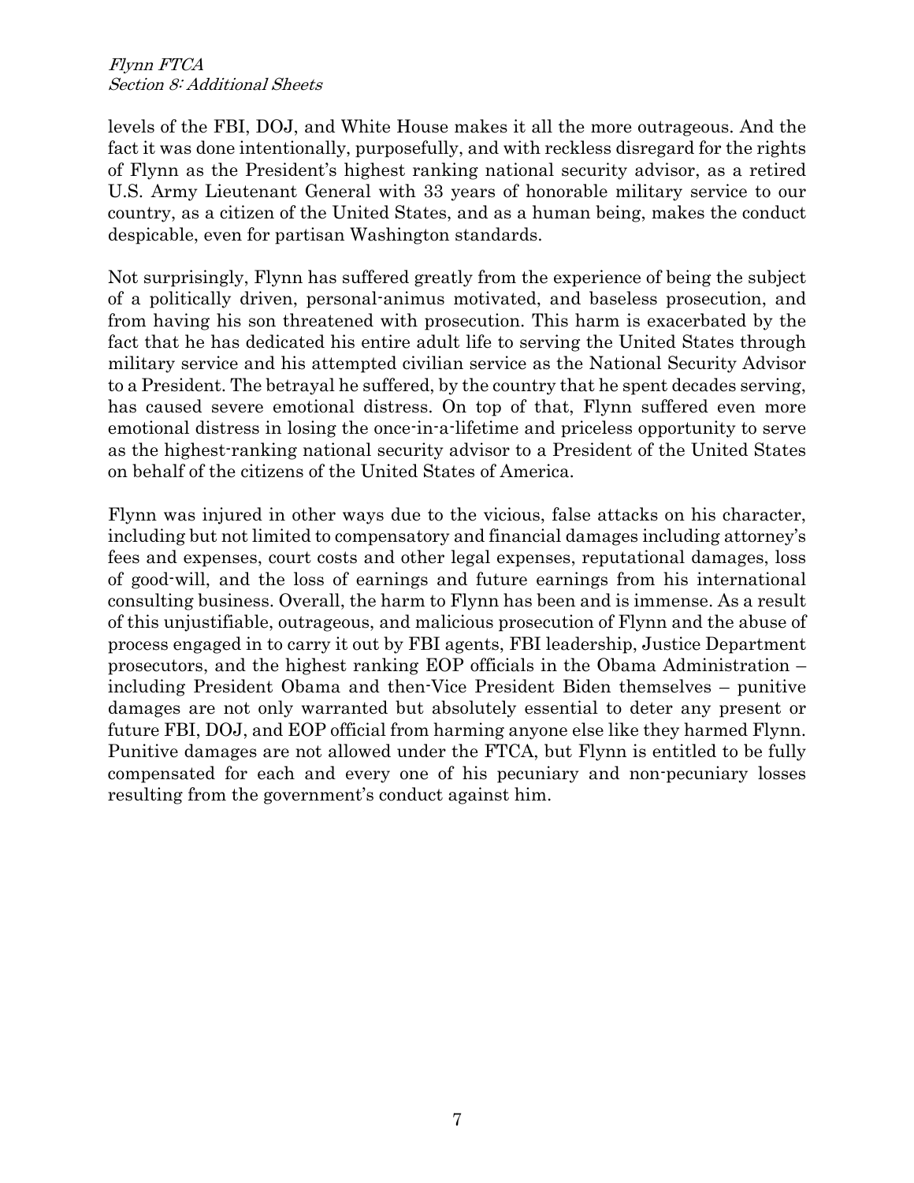levels of the FBI, DOJ, and White House makes it all the more outrageous. And the fact it was done intentionally, purposefully, and with reckless disregard for the rights of Flynn as the President's highest ranking national security advisor, as a retired U.S. Army Lieutenant General with 33 years of honorable military service to our country, as a citizen of the United States, and as a human being, makes the conduct despicable, even for partisan Washington standards.

Not surprisingly, Flynn has suffered greatly from the experience of being the subject of a politically driven, personal-animus motivated, and baseless prosecution, and from having his son threatened with prosecution. This harm is exacerbated by the fact that he has dedicated his entire adult life to serving the United States through military service and his attempted civilian service as the National Security Advisor to a President. The betrayal he suffered, by the country that he spent decades serving, has caused severe emotional distress. On top of that, Flynn suffered even more emotional distress in losing the once-in-a-lifetime and priceless opportunity to serve as the highest-ranking national security advisor to a President of the United States on behalf of the citizens of the United States of America.

Flynn was injured in other ways due to the vicious, false attacks on his character, including but not limited to compensatory and financial damages including attorney's fees and expenses, court costs and other legal expenses, reputational damages, loss of good-will, and the loss of earnings and future earnings from his international consulting business. Overall, the harm to Flynn has been and is immense. As a result of this unjustifiable, outrageous, and malicious prosecution of Flynn and the abuse of process engaged in to carry it out by FBI agents, FBI leadership, Justice Department prosecutors, and the highest ranking EOP officials in the Obama Administration – including President Obama and then-Vice President Biden themselves – punitive damages are not only warranted but absolutely essential to deter any present or future FBI, DOJ, and EOP official from harming anyone else like they harmed Flynn. Punitive damages are not allowed under the FTCA, but Flynn is entitled to be fully compensated for each and every one of his pecuniary and non-pecuniary losses resulting from the government's conduct against him.